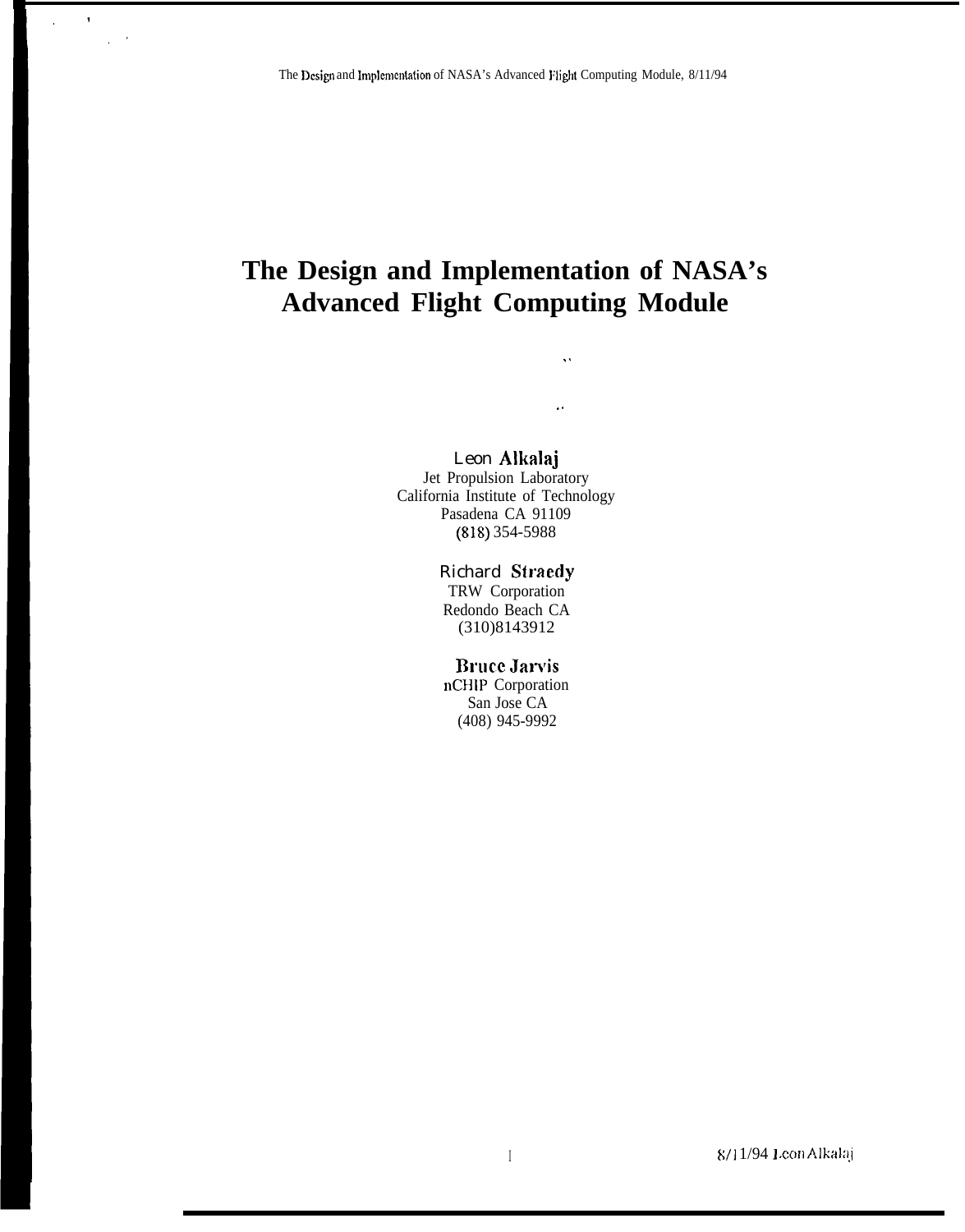# The Design and Implementation of NASA's Advanced Flight Computing Module

Leon Alkalaj
Jet Propulsion Laboratory
California Institute of Technology
Pasadena CA 91109
(818) 354-5988

Richard Straedy
TRW Corporation
Redondo Beach CA
(310)8143912

Bruce Jarvis
nCHIP Corporation
San Jose CA
(408) 945-9992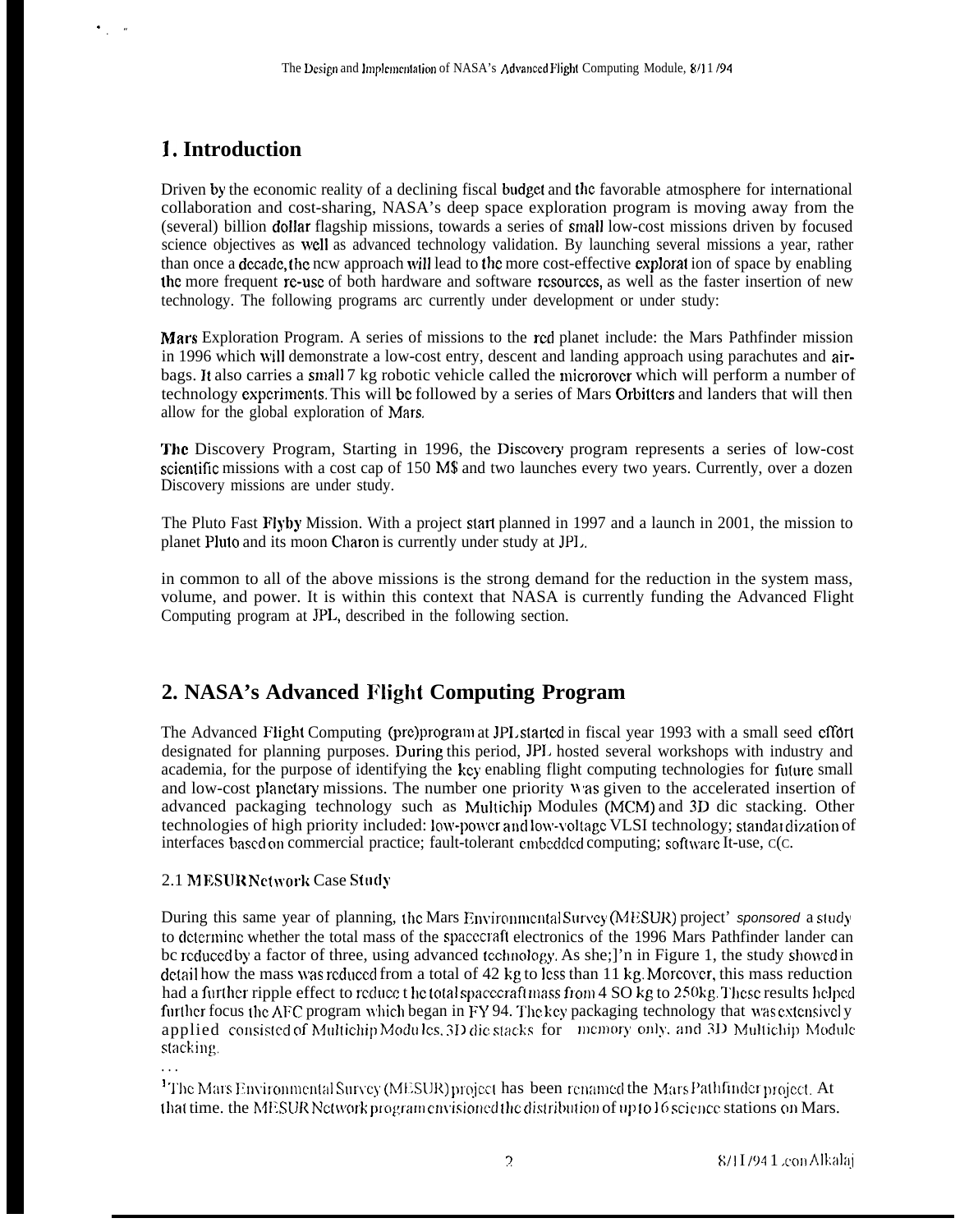# 1. Introduction

Driven by the economic reality of a declining fiscal budget and the favorable atmosphere for international collaboration and cost-sharing, NASA's deep space exploration program is moving away from the (several) billion dollar flagship missions, towards a series of small low-cost missions driven by focused science objectives as well as advanced technology validation. By launching several missions a year, rather than once a decade, the ncw approach will lead to the more cost-effective explorat ion of space by enabling the more frequent re-use of both hardware and software resources, as well as the faster insertion of new technology. The following programs arc currently under development or under study:

Mars Exploration Program. A series of missions to the red planet include: the Mars Pathfinder mission in 1996 which will demonstrate a low-cost entry, descent and landing approach using parachutes and air-bags. It also carries a small 7 kg robotic vehicle called the microrover which will perform a number of technology experiments. This will be followed by a series of Mars Orbitters and landers that will then allow for the global exploration of Mars.

The Discovery Program, Starting in 1996, the Discovery program represents a series of low-cost scientific missions with a cost cap of 150 M$ and two launches every two years. Currently, over a dozen Discovery missions are under study.

The Pluto Fast Flyby Mission. With a project start planned in 1997 and a launch in 2001, the mission to planet Pluto and its moon Charon is currently under study at JPL.

in common to all of the above missions is the strong demand for the reduction in the system mass, volume, and power. It is within this context that NASA is currently funding the Advanced Flight Computing program at JPL, described in the following section.

# 2. NASA's Advanced Flight Computing Program

The Advanced Flight Computing (pre)program at JPL started in fiscal year 1993 with a small seed effort designated for planning purposes. During this period, JPL hosted several workshops with industry and academia, for the purpose of identifying the key enabling flight computing technologies for future small and low-cost planetary missions. The number one priority was given to the accelerated insertion of advanced packaging technology such as Multichip Modules (MCM) and 3D die stacking. Other technologies of high priority included: low-power and low-voltage VLSI technology; standardization of interfaces based on commercial practice; fault-tolerant embedded computing; software re-use, etc.

## 2.1 MESUR Network Case Study

During this same year of planning, the Mars Environmental Survey (MESUR) project[1] *sponsored* a study to determine whether the total mass of the spacecraft electronics of the 1996 Mars Pathfinder lander can be reduced by a factor of three, using advanced technology. As shown in Figure 1, the study showed in detail how the mass was reduced from a total of 42 kg to less than 11 kg. Moreover, this mass reduction had a further ripple effect to reduce the total spacecraft mass from 450 kg to 250kg. These results helped further focus the AFC program which began in FY 94. The key packaging technology that was extensively applied consisted of Multichip Modules, 3D die stacks for memory only, and 3D Multichip Module stacking.

[1] The Mars Environmental Survey (MESUR) project has been renamed the Mars Pathfinder project. At that time, the MESUR Network program envisioned the distribution of up to 16 science stations on Mars.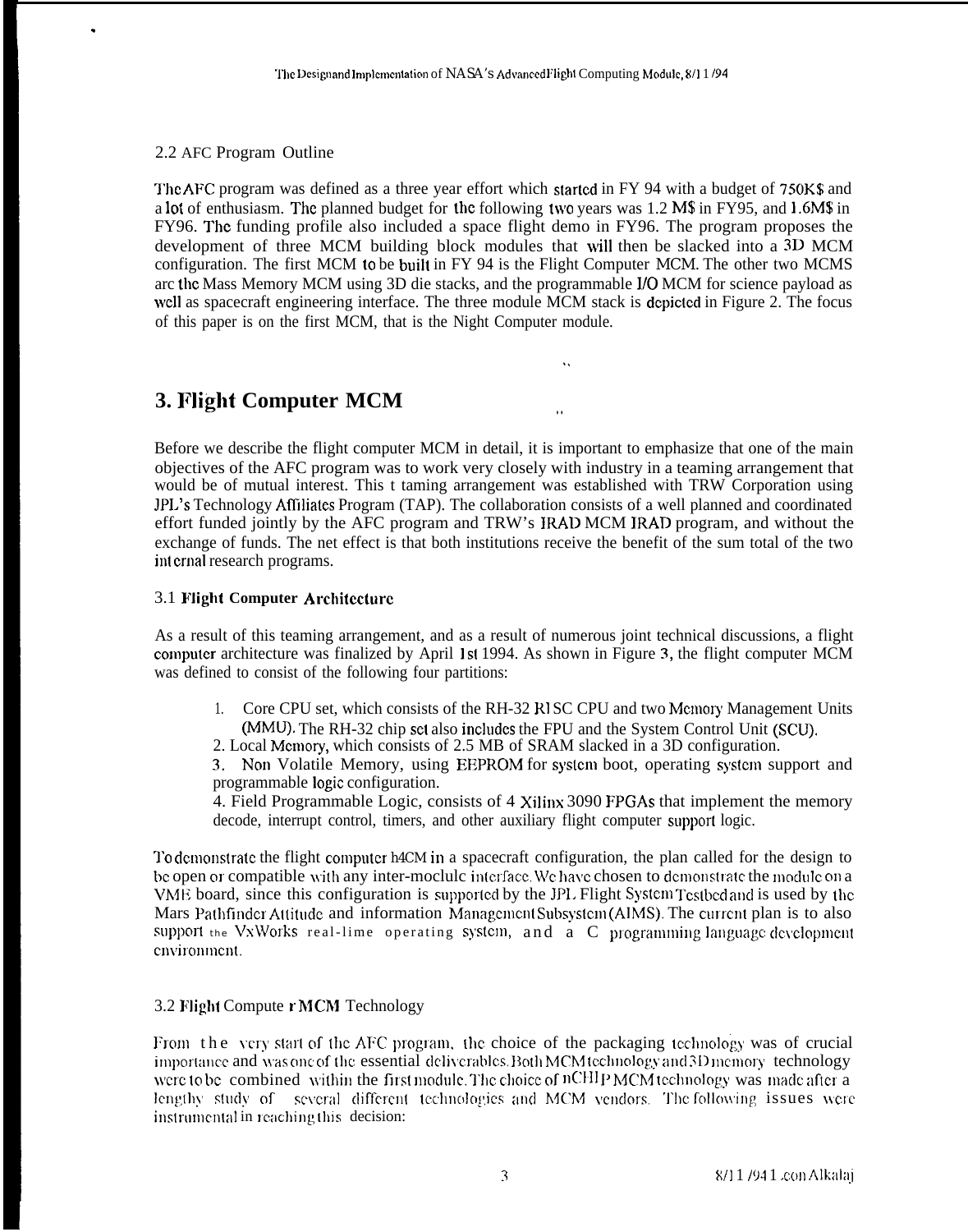## 2.2 AFC Program Outline

The AFC program was defined as a three year effort which started in FY 94 with a budget of 750K$ and a lot of enthusiasm. The planned budget for the following two years was 1.2 M$ in FY95, and 1.6M$ in FY96. The funding profile also included a space flight demo in FY96. The program proposes the development of three MCM building block modules that will then be slacked into a 3D MCM configuration. The first MCM to be built in FY 94 is the Flight Computer MCM. The other two MCMS arc the Mass Memory MCM using 3D die stacks, and the programmable I/O MCM for science payload as well as spacecraft engineering interface. The three module MCM stack is depicted in Figure 2. The focus of this paper is on the first MCM, that is the Night Computer module.

# 3. Flight Computer MCM

Before we describe the flight computer MCM in detail, it is important to emphasize that one of the main objectives of the AFC program was to work very closely with industry in a teaming arrangement that would be of mutual interest. This t taming arrangement was established with TRW Corporation using JPL's Technology Affiliates Program (TAP). The collaboration consists of a well planned and coordinated effort funded jointly by the AFC program and TRW's IRAD MCM IRAD program, and without the exchange of funds. The net effect is that both institutions receive the benefit of the sum total of the two internal research programs.

## 3.1 Flight Computer Architecture

As a result of this teaming arrangement, and as a result of numerous joint technical discussions, a flight computer architecture was finalized by April 1st 1994. As shown in Figure 3, the flight computer MCM was defined to consist of the following four partitions:

1. Core CPU set, which consists of the RH-32 RISC CPU and two Memory Management Units (MMU). The RH-32 chip set also includes the FPU and the System Control Unit (SCU).
2. Local Memory, which consists of 2.5 MB of SRAM slacked in a 3D configuration.
3. Non Volatile Memory, using EEPROM for system boot, operating system support and programmable logic configuration.
4. Field Programmable Logic, consists of 4 Xilinx 3090 FPGAs that implement the memory decode, interrupt control, timers, and other auxiliary flight computer support logic.

To demonstrate the flight computer MCM in a spacecraft configuration, the plan called for the design to be open or compatible with any inter-module interface. We have chosen to demonstrate the module on a VME board, since this configuration is supported by the JPL Flight System Testbed and is used by the Mars Pathfinder Attitude and information Management Subsystem (AIMS). The current plan is to also support the VxWorks real-lime operating system, and a C programming language development environment.

## 3.2 Flight Compute r MCM Technology

From the very start of the AFC program, the choice of the packaging technology was of crucial importance and was one of the essential deliverables. Both MCM technology and 3D memory technology were to be combined within the first module. The choice of nCHIP MCM technology was made after a lengthy study of several different technologies and MCM vendors. The following issues were instrumental in reaching this decision: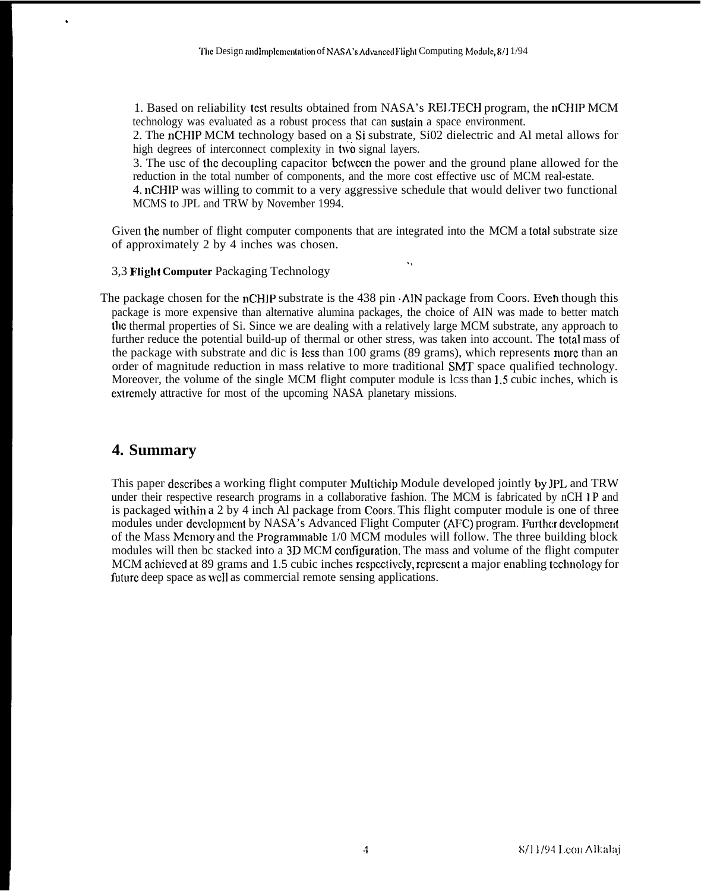1. Based on reliability test results obtained from NASA's RELTECH program, the nCHIP MCM technology was evaluated as a robust process that can sustain a space environment.
2. The nCHIP MCM technology based on a Si substrate, Si02 dielectric and Al metal allows for high degrees of interconnect complexity in two signal layers.
3. The use of the decoupling capacitor between the power and the ground plane allowed for the reduction in the total number of components, and the more cost effective use of MCM real-estate.
4. nCHIP was willing to commit to a very aggressive schedule that would deliver two functional MCMS to JPL and TRW by November 1994.

Given the number of flight computer components that are integrated into the MCM a total substrate size of approximately 2 by 4 inches was chosen.

### 3.3 Flight Computer Packaging Technology

The package chosen for the nCHIP substrate is the 438 pin AlN package from Coors. Even though this package is more expensive than alternative alumina packages, the choice of AlN was made to better match the thermal properties of Si. Since we are dealing with a relatively large MCM substrate, any approach to further reduce the potential build-up of thermal or other stress, was taken into account. The total mass of the package with substrate and die is less than 100 grams (89 grams), which represents more than an order of magnitude reduction in mass relative to more traditional SMT space qualified technology. Moreover, the volume of the single MCM flight computer module is less than 1.5 cubic inches, which is extremely attractive for most of the upcoming NASA planetary missions.

## 4. Summary

This paper describes a working flight computer Multichip Module developed jointly by JPL and TRW under their respective research programs in a collaborative fashion. The MCM is fabricated by nCHIP and is packaged within a 2 by 4 inch Al package from Coors. This flight computer module is one of three modules under development by NASA's Advanced Flight Computer (AFC) program. Further development of the Mass Memory and the Programmable I/O MCM modules will follow. The three building block modules will then be stacked into a 3D MCM configuration. The mass and volume of the flight computer MCM achieved at 89 grams and 1.5 cubic inches respectively, represent a major enabling technology for future deep space as well as commercial remote sensing applications.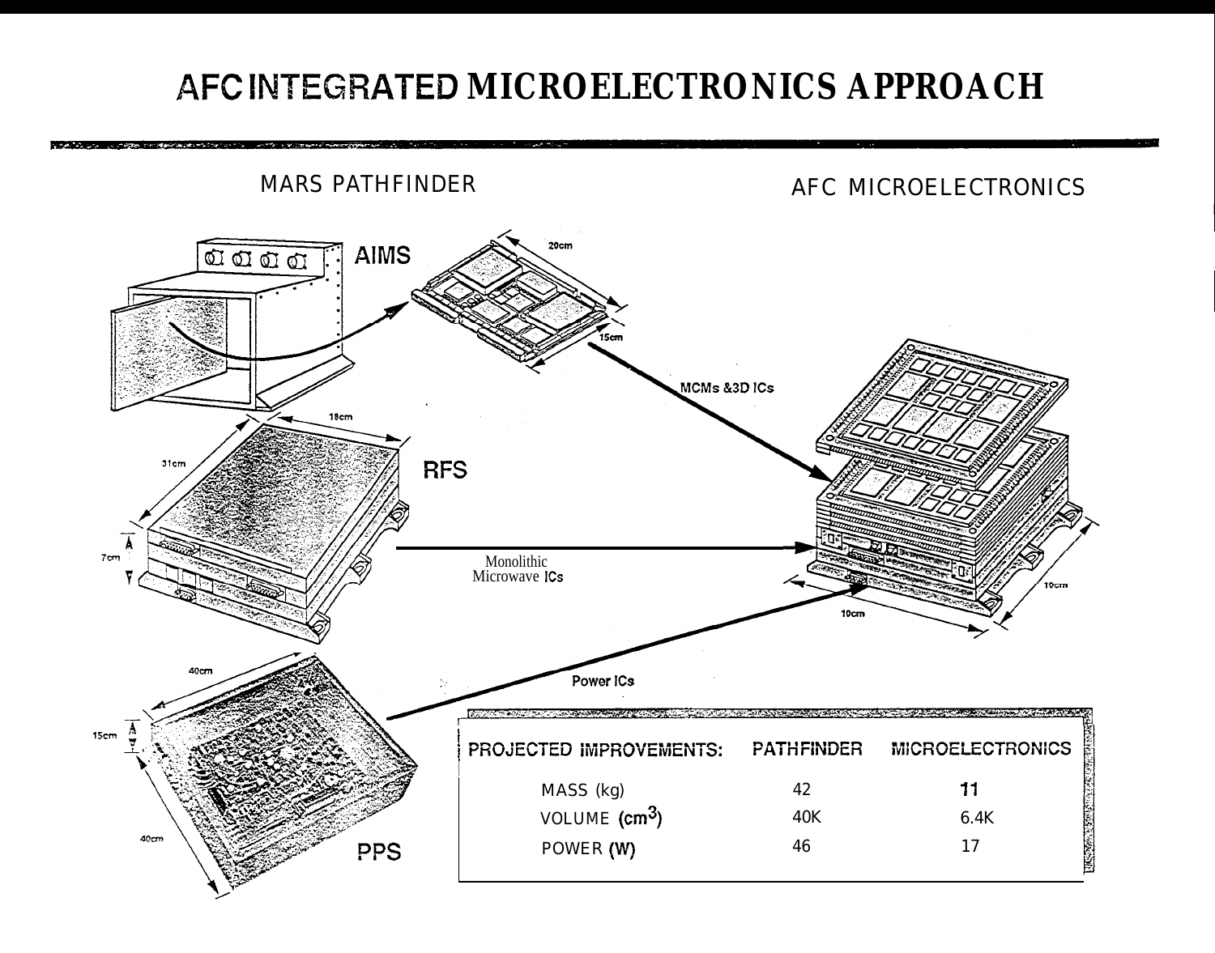# AFC INTEGRATED MICROELECTRONICS APPROACH

MARS PATHFINDER

AFC MICROELECTRONICS

AIMS

20cm

15cm

MCMs &3D ICs

18cm

31cm

RFS

7cm

Monolithic Microwave ICs

10cm

10cm

40cm

Power ICs

15cm

40cm

PPS

| PROJECTED IMPROVEMENTS: | PATHFINDER | MICROELECTRONICS |
|---|---|---|
| MASS (kg) | 42 | 11 |
| VOLUME ($cm^3$) | 40K | 6.4K |
| POWER (W) | 46 | 17 |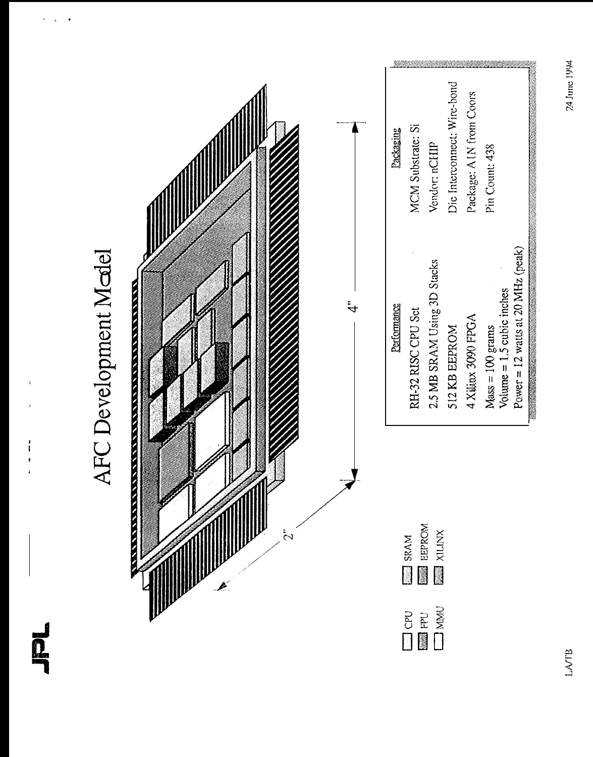# AFC Development Model

| Performance | Packaging |
| --- | --- |
| RH-32 RISC CPU Set | MCM Substrate: Si |
| 2.5 MB SRAM Using 3D Stacks | Vendor: nCHIP |
| 512 KB EEPROM | Die Interconnect: Wire-bond |
| 4 Xilinx 3090 FPGA | Package: AlN from Coors |
| Mass = 100 grams<br>Volume = 1.5 cubic inches<br>Power = 12 watts at 20 MHz (peak) | Pin Count: 438 |

24 June 1994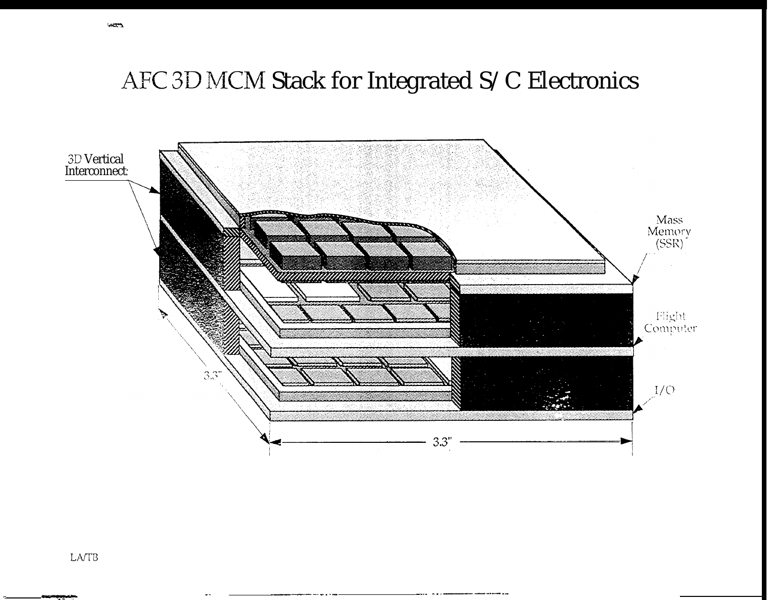# AFC 3D MCM Stack for Integrated S/C Electronics

3D Vertical Interconnect:

Mass Memory (SSR)

Flight Computer

I/O

3.3"

3.3"

LA/TB